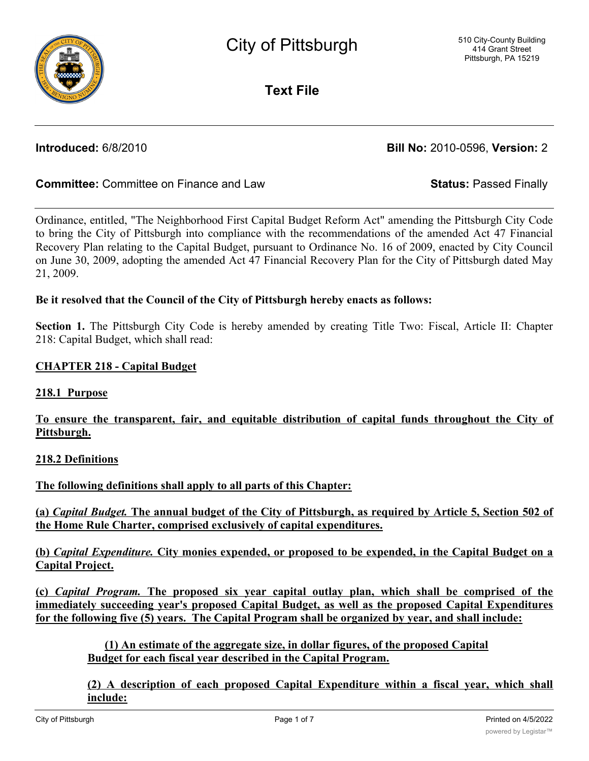# City of Pittsburgh

510 City-County Building
414 Grant Street
Pittsburgh, PA 15219

## Text File

**Introduced:** 6/8/2010 **Bill No:** 2010-0596, **Version:** 2

**Committee:** Committee on Finance and Law **Status:** Passed Finally

Ordinance, entitled, "The Neighborhood First Capital Budget Reform Act" amending the Pittsburgh City Code to bring the City of Pittsburgh into compliance with the recommendations of the amended Act 47 Financial Recovery Plan relating to the Capital Budget, pursuant to Ordinance No. 16 of 2009, enacted by City Council on June 30, 2009, adopting the amended Act 47 Financial Recovery Plan for the City of Pittsburgh dated May 21, 2009.

**Be it resolved that the Council of the City of Pittsburgh hereby enacts as follows:**

**Section 1.** The Pittsburgh City Code is hereby amended by creating Title Two: Fiscal, Article II: Chapter 218: Capital Budget, which shall read:

**CHAPTER 218 - Capital Budget**

**218.1 Purpose**

**To ensure the transparent, fair, and equitable distribution of capital funds throughout the City of Pittsburgh.**

**218.2 Definitions**

**The following definitions shall apply to all parts of this Chapter:**

**(a) *Capital Budget.* The annual budget of the City of Pittsburgh, as required by Article 5, Section 502 of the Home Rule Charter, comprised exclusively of capital expenditures.**

**(b) *Capital Expenditure.* City monies expended, or proposed to be expended, in the Capital Budget on a Capital Project.**

**(c) *Capital Program.* The proposed six year capital outlay plan, which shall be comprised of the immediately succeeding year's proposed Capital Budget, as well as the proposed Capital Expenditures for the following five (5) years. The Capital Program shall be organized by year, and shall include:**

**(1) An estimate of the aggregate size, in dollar figures, of the proposed Capital Budget for each fiscal year described in the Capital Program.**

**(2) A description of each proposed Capital Expenditure within a fiscal year, which shall include:**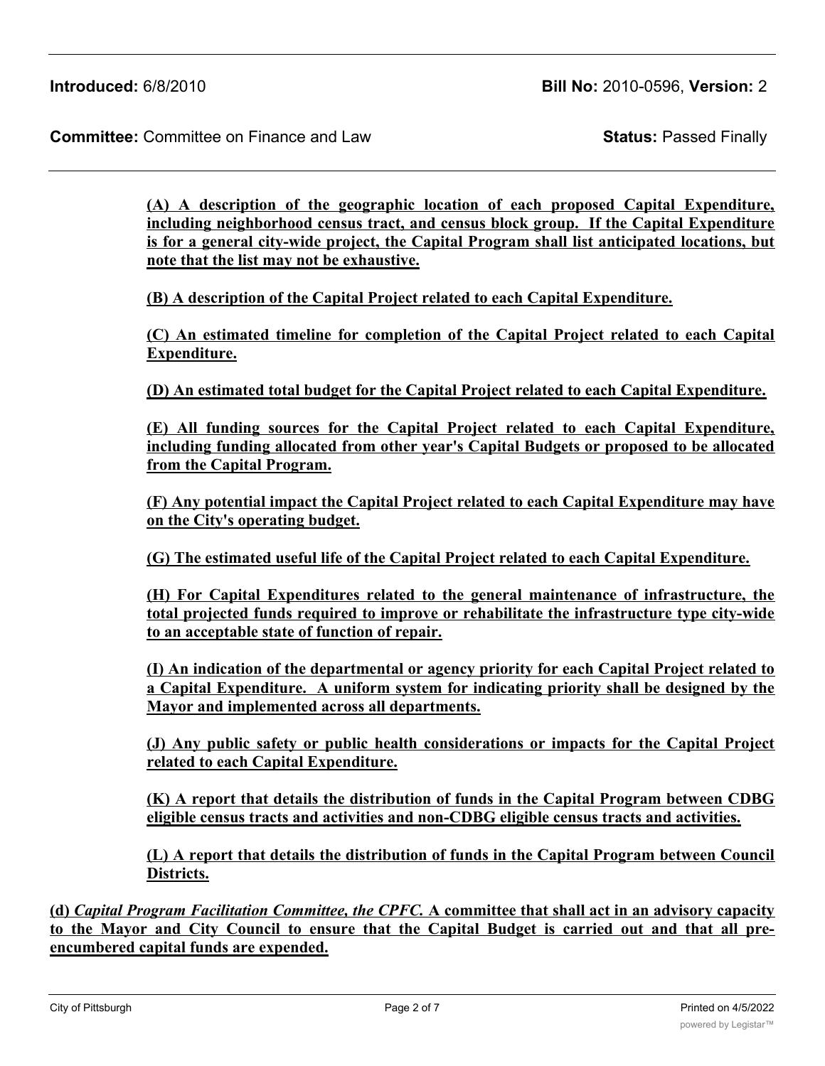**(A) A description of the geographic location of each proposed Capital Expenditure, including neighborhood census tract, and census block group. If the Capital Expenditure is for a general city-wide project, the Capital Program shall list anticipated locations, but note that the list may not be exhaustive.**

**(B) A description of the Capital Project related to each Capital Expenditure.**

**(C) An estimated timeline for completion of the Capital Project related to each Capital Expenditure.**

**(D) An estimated total budget for the Capital Project related to each Capital Expenditure.**

**(E) All funding sources for the Capital Project related to each Capital Expenditure, including funding allocated from other year's Capital Budgets or proposed to be allocated from the Capital Program.**

**(F) Any potential impact the Capital Project related to each Capital Expenditure may have on the City's operating budget.**

**(G) The estimated useful life of the Capital Project related to each Capital Expenditure.**

**(H) For Capital Expenditures related to the general maintenance of infrastructure, the total projected funds required to improve or rehabilitate the infrastructure type city-wide to an acceptable state of function of repair.**

**(I) An indication of the departmental or agency priority for each Capital Project related to a Capital Expenditure. A uniform system for indicating priority shall be designed by the Mayor and implemented across all departments.**

**(J) Any public safety or public health considerations or impacts for the Capital Project related to each Capital Expenditure.**

**(K) A report that details the distribution of funds in the Capital Program between CDBG eligible census tracts and activities and non-CDBG eligible census tracts and activities.**

**(L) A report that details the distribution of funds in the Capital Program between Council Districts.**

**(d)** ***Capital Program Facilitation Committee, the CPFC.*** **A committee that shall act in an advisory capacity to the Mayor and City Council to ensure that the Capital Budget is carried out and that all pre-encumbered capital funds are expended.**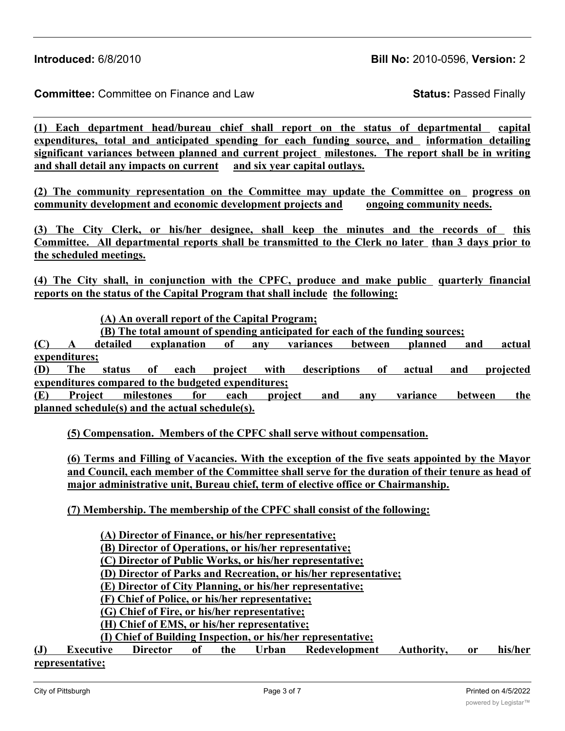**Introduced:** 6/8/2010 **Bill No:** 2010-0596, **Version:** 2

**Committee:** Committee on Finance and Law **Status:** Passed Finally

**(1) Each department head/bureau chief shall report on the status of departmental capital expenditures, total and anticipated spending for each funding source, and information detailing significant variances between planned and current project milestones. The report shall be in writing and shall detail any impacts on current and six year capital outlays.**

**(2) The community representation on the Committee may update the Committee on progress on community development and economic development projects and ongoing community needs.**

**(3) The City Clerk, or his/her designee, shall keep the minutes and the records of this Committee. All departmental reports shall be transmitted to the Clerk no later than 3 days prior to the scheduled meetings.**

**(4) The City shall, in conjunction with the CPFC, produce and make public quarterly financial reports on the status of the Capital Program that shall include the following:**

**(A) An overall report of the Capital Program;**
**(B) The total amount of spending anticipated for each of the funding sources;**
**(C) A detailed explanation of any variances between planned and actual expenditures;**
**(D) The status of each project with descriptions of actual and projected expenditures compared to the budgeted expenditures;**
**(E) Project milestones for each project and any variance between the planned schedule(s) and the actual schedule(s).**

**(5) Compensation. Members of the CPFC shall serve without compensation.**

**(6) Terms and Filling of Vacancies. With the exception of the five seats appointed by the Mayor and Council, each member of the Committee shall serve for the duration of their tenure as head of major administrative unit, Bureau chief, term of elective office or Chairmanship.**

**(7) Membership. The membership of the CPFC shall consist of the following:**

**(A) Director of Finance, or his/her representative;**
**(B) Director of Operations, or his/her representative;**
**(C) Director of Public Works, or his/her representative;**
**(D) Director of Parks and Recreation, or his/her representative;**
**(E) Director of City Planning, or his/her representative;**
**(F) Chief of Police, or his/her representative;**
**(G) Chief of Fire, or his/her representative;**
**(H) Chief of EMS, or his/her representative;**
**(I) Chief of Building Inspection, or his/her representative;**
**(J) Executive Director of the Urban Redevelopment Authority, or his/her representative;**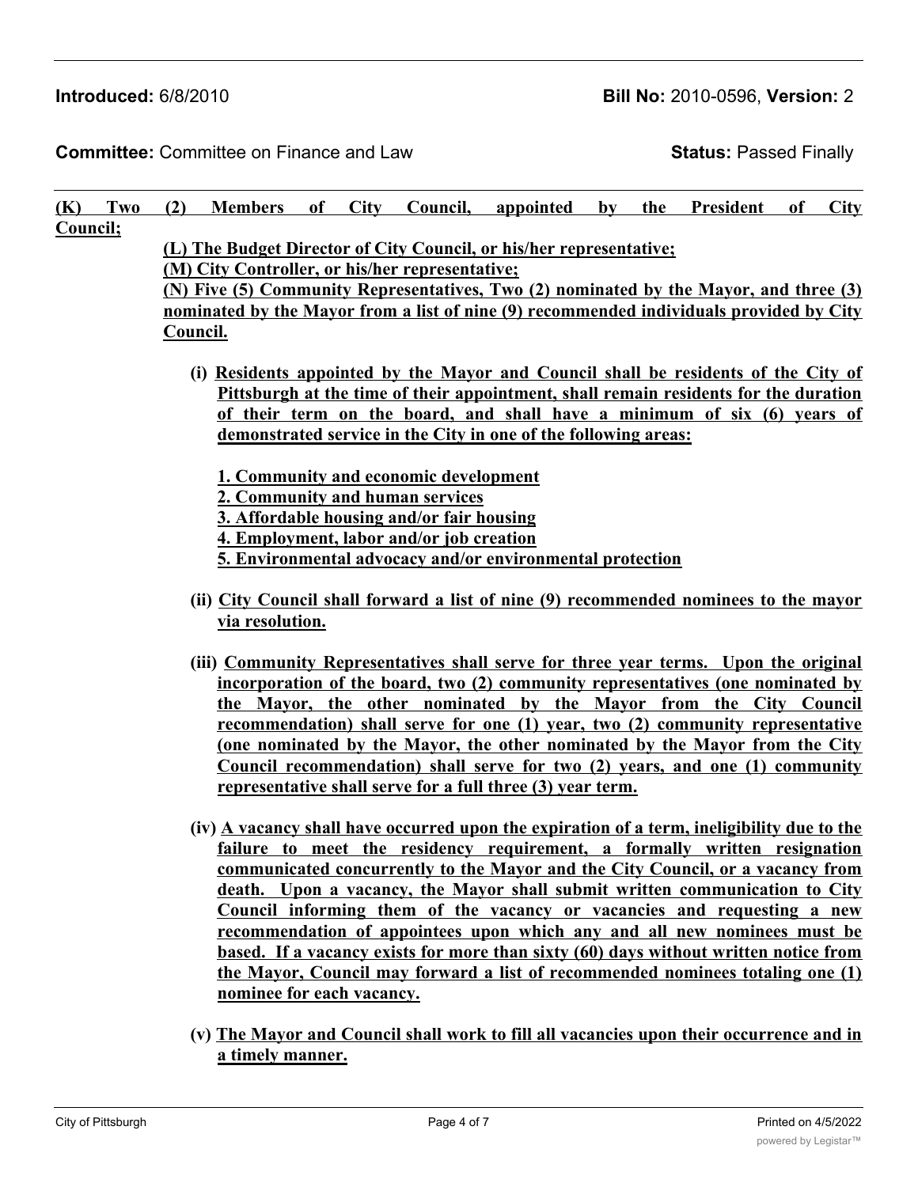**Introduced:** 6/8/2010 **Bill No:** 2010-0596, **Version:** 2

**Committee:** Committee on Finance and Law **Status:** Passed Finally

**(K) Two (2) Members of City Council, appointed by the President of City Council;**

**(L) The Budget Director of City Council, or his/her representative;**

**(M) City Controller, or his/her representative;**

**(N) Five (5) Community Representatives, Two (2) nominated by the Mayor, and three (3) nominated by the Mayor from a list of nine (9) recommended individuals provided by City Council.**

**(i) Residents appointed by the Mayor and Council shall be residents of the City of Pittsburgh at the time of their appointment, shall remain residents for the duration of their term on the board, and shall have a minimum of six (6) years of demonstrated service in the City in one of the following areas:**

**1. Community and economic development**
**2. Community and human services**
**3. Affordable housing and/or fair housing**
**4. Employment, labor and/or job creation**
**5. Environmental advocacy and/or environmental protection**

**(ii) City Council shall forward a list of nine (9) recommended nominees to the mayor via resolution.**

**(iii) Community Representatives shall serve for three year terms. Upon the original incorporation of the board, two (2) community representatives (one nominated by the Mayor, the other nominated by the Mayor from the City Council recommendation) shall serve for one (1) year, two (2) community representative (one nominated by the Mayor, the other nominated by the Mayor from the City Council recommendation) shall serve for two (2) years, and one (1) community representative shall serve for a full three (3) year term.**

**(iv) A vacancy shall have occurred upon the expiration of a term, ineligibility due to the failure to meet the residency requirement, a formally written resignation communicated concurrently to the Mayor and the City Council, or a vacancy from death. Upon a vacancy, the Mayor shall submit written communication to City Council informing them of the vacancy or vacancies and requesting a new recommendation of appointees upon which any and all new nominees must be based. If a vacancy exists for more than sixty (60) days without written notice from the Mayor, Council may forward a list of recommended nominees totaling one (1) nominee for each vacancy.**

**(v) The Mayor and Council shall work to fill all vacancies upon their occurrence and in a timely manner.**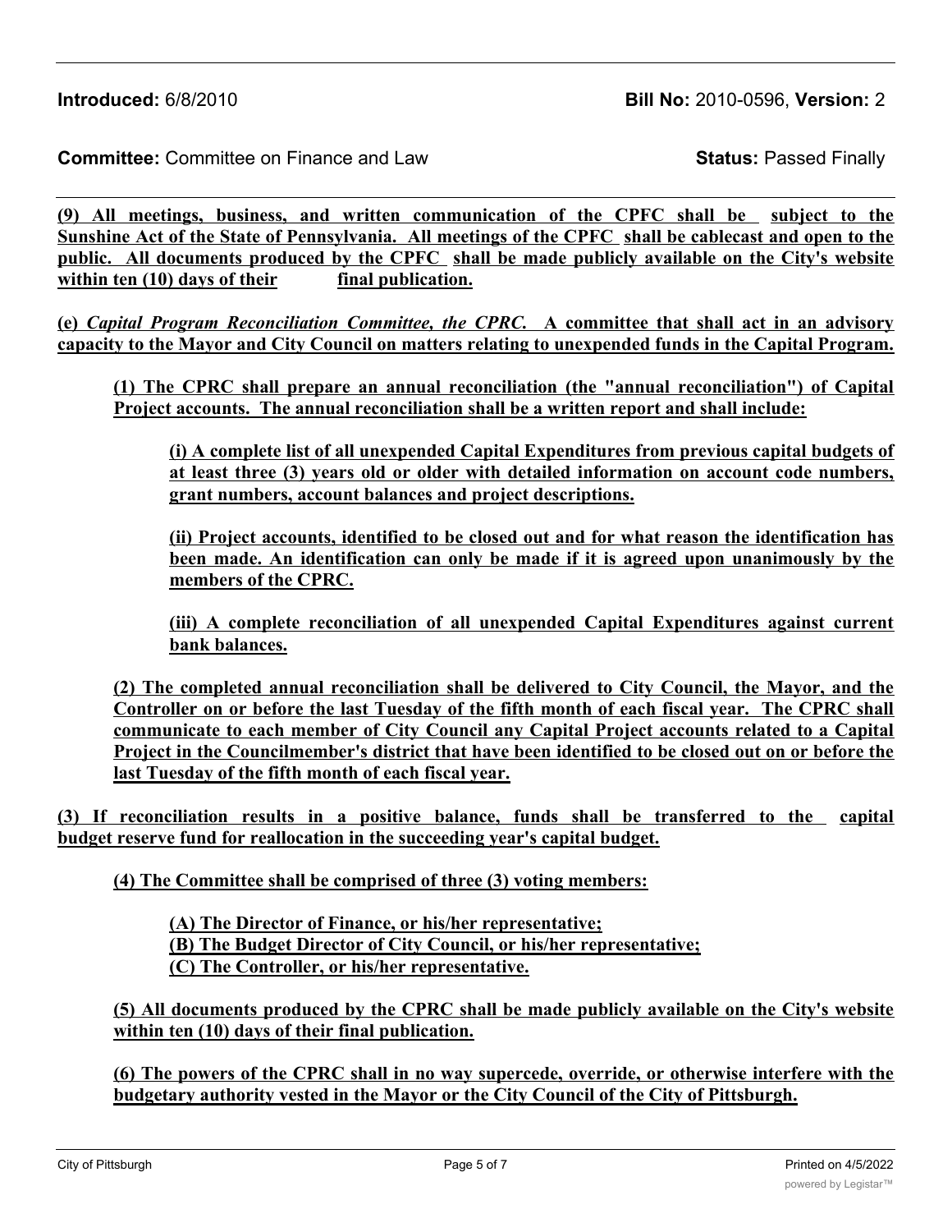**Introduced:** 6/8/2010 **Bill No:** 2010-0596, **Version:** 2

**Committee:** Committee on Finance and Law **Status:** Passed Finally

**(9) All meetings, business, and written communication of the CPFC shall be subject to the Sunshine Act of the State of Pennsylvania. All meetings of the CPFC shall be cablecast and open to the public. All documents produced by the CPFC shall be made publicly available on the City's website within ten (10) days of their final publication.**

**(e) *Capital Program Reconciliation Committee, the CPRC.* A committee that shall act in an advisory capacity to the Mayor and City Council on matters relating to unexpended funds in the Capital Program.**

**(1) The CPRC shall prepare an annual reconciliation (the "annual reconciliation") of Capital Project accounts. The annual reconciliation shall be a written report and shall include:**

**(i) A complete list of all unexpended Capital Expenditures from previous capital budgets of at least three (3) years old or older with detailed information on account code numbers, grant numbers, account balances and project descriptions.**

**(ii) Project accounts, identified to be closed out and for what reason the identification has been made. An identification can only be made if it is agreed upon unanimously by the members of the CPRC.**

**(iii) A complete reconciliation of all unexpended Capital Expenditures against current bank balances.**

**(2) The completed annual reconciliation shall be delivered to City Council, the Mayor, and the Controller on or before the last Tuesday of the fifth month of each fiscal year. The CPRC shall communicate to each member of City Council any Capital Project accounts related to a Capital Project in the Councilmember's district that have been identified to be closed out on or before the last Tuesday of the fifth month of each fiscal year.**

**(3) If reconciliation results in a positive balance, funds shall be transferred to the capital budget reserve fund for reallocation in the succeeding year's capital budget.**

**(4) The Committee shall be comprised of three (3) voting members:**

**(A) The Director of Finance, or his/her representative;**
**(B) The Budget Director of City Council, or his/her representative;**
**(C) The Controller, or his/her representative.**

**(5) All documents produced by the CPRC shall be made publicly available on the City's website within ten (10) days of their final publication.**

**(6) The powers of the CPRC shall in no way supercede, override, or otherwise interfere with the budgetary authority vested in the Mayor or the City Council of the City of Pittsburgh.**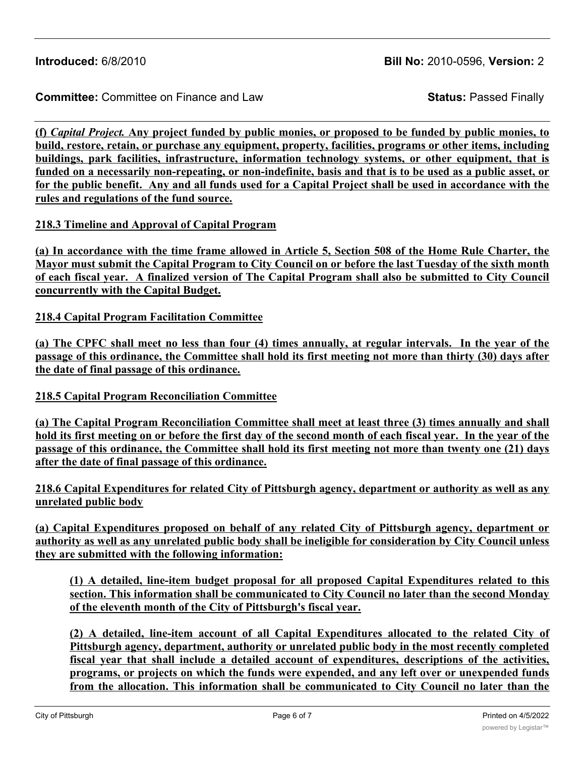**Introduced:** 6/8/2010 **Bill No:** 2010-0596, **Version:** 2

**Committee:** Committee on Finance and Law **Status:** Passed Finally

**(f) *Capital Project.* Any project funded by public monies, or proposed to be funded by public monies, to build, restore, retain, or purchase any equipment, property, facilities, programs or other items, including buildings, park facilities, infrastructure, information technology systems, or other equipment, that is funded on a necessarily non-repeating, or non-indefinite, basis and that is to be used as a public asset, or for the public benefit. Any and all funds used for a Capital Project shall be used in accordance with the rules and regulations of the fund source.**

**218.3 Timeline and Approval of Capital Program**

**(a) In accordance with the time frame allowed in Article 5, Section 508 of the Home Rule Charter, the Mayor must submit the Capital Program to City Council on or before the last Tuesday of the sixth month of each fiscal year. A finalized version of The Capital Program shall also be submitted to City Council concurrently with the Capital Budget.**

**218.4 Capital Program Facilitation Committee**

**(a) The CPFC shall meet no less than four (4) times annually, at regular intervals. In the year of the passage of this ordinance, the Committee shall hold its first meeting not more than thirty (30) days after the date of final passage of this ordinance.**

**218.5 Capital Program Reconciliation Committee**

**(a) The Capital Program Reconciliation Committee shall meet at least three (3) times annually and shall hold its first meeting on or before the first day of the second month of each fiscal year. In the year of the passage of this ordinance, the Committee shall hold its first meeting not more than twenty one (21) days after the date of final passage of this ordinance.**

**218.6 Capital Expenditures for related City of Pittsburgh agency, department or authority as well as any unrelated public body**

**(a) Capital Expenditures proposed on behalf of any related City of Pittsburgh agency, department or authority as well as any unrelated public body shall be ineligible for consideration by City Council unless they are submitted with the following information:**

> **(1) A detailed, line-item budget proposal for all proposed Capital Expenditures related to this section. This information shall be communicated to City Council no later than the second Monday of the eleventh month of the City of Pittsburgh's fiscal year.**
>
> **(2) A detailed, line-item account of all Capital Expenditures allocated to the related City of Pittsburgh agency, department, authority or unrelated public body in the most recently completed fiscal year that shall include a detailed account of expenditures, descriptions of the activities, programs, or projects on which the funds were expended, and any left over or unexpended funds from the allocation. This information shall be communicated to City Council no later than the**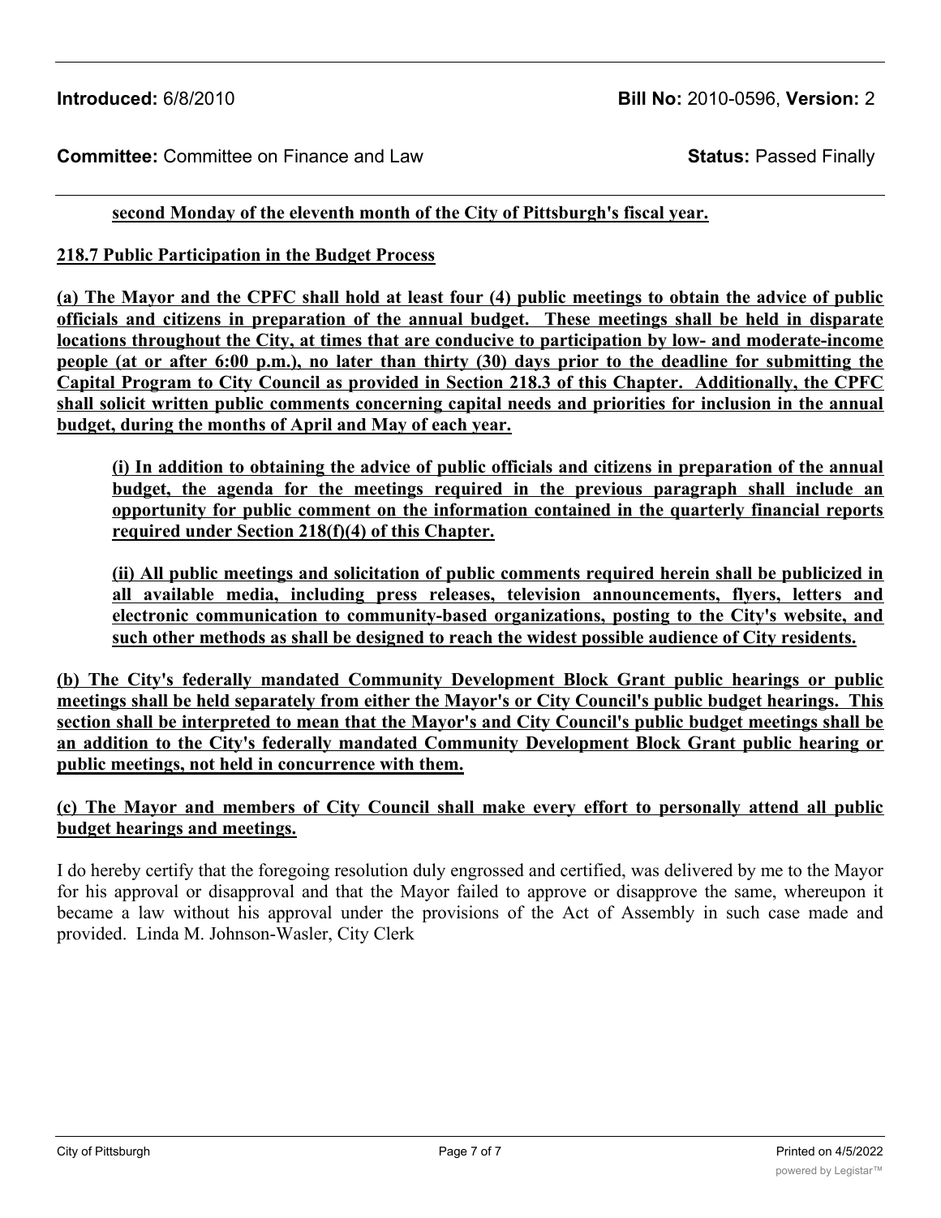**Introduced:** 6/8/2010 **Bill No:** 2010-0596, **Version:** 2

**Committee:** Committee on Finance and Law **Status:** Passed Finally

**second Monday of the eleventh month of the City of Pittsburgh's fiscal year.**

**218.7 Public Participation in the Budget Process**

**(a) The Mayor and the CPFC shall hold at least four (4) public meetings to obtain the advice of public officials and citizens in preparation of the annual budget. These meetings shall be held in disparate locations throughout the City, at times that are conducive to participation by low- and moderate-income people (at or after 6:00 p.m.), no later than thirty (30) days prior to the deadline for submitting the Capital Program to City Council as provided in Section 218.3 of this Chapter. Additionally, the CPFC shall solicit written public comments concerning capital needs and priorities for inclusion in the annual budget, during the months of April and May of each year.**

**(i) In addition to obtaining the advice of public officials and citizens in preparation of the annual budget, the agenda for the meetings required in the previous paragraph shall include an opportunity for public comment on the information contained in the quarterly financial reports required under Section 218(f)(4) of this Chapter.**

**(ii) All public meetings and solicitation of public comments required herein shall be publicized in all available media, including press releases, television announcements, flyers, letters and electronic communication to community-based organizations, posting to the City's website, and such other methods as shall be designed to reach the widest possible audience of City residents.**

**(b) The City's federally mandated Community Development Block Grant public hearings or public meetings shall be held separately from either the Mayor's or City Council's public budget hearings. This section shall be interpreted to mean that the Mayor's and City Council's public budget meetings shall be an addition to the City's federally mandated Community Development Block Grant public hearing or public meetings, not held in concurrence with them.**

**(c) The Mayor and members of City Council shall make every effort to personally attend all public budget hearings and meetings.**

I do hereby certify that the foregoing resolution duly engrossed and certified, was delivered by me to the Mayor for his approval or disapproval and that the Mayor failed to approve or disapprove the same, whereupon it became a law without his approval under the provisions of the Act of Assembly in such case made and provided. Linda M. Johnson-Wasler, City Clerk